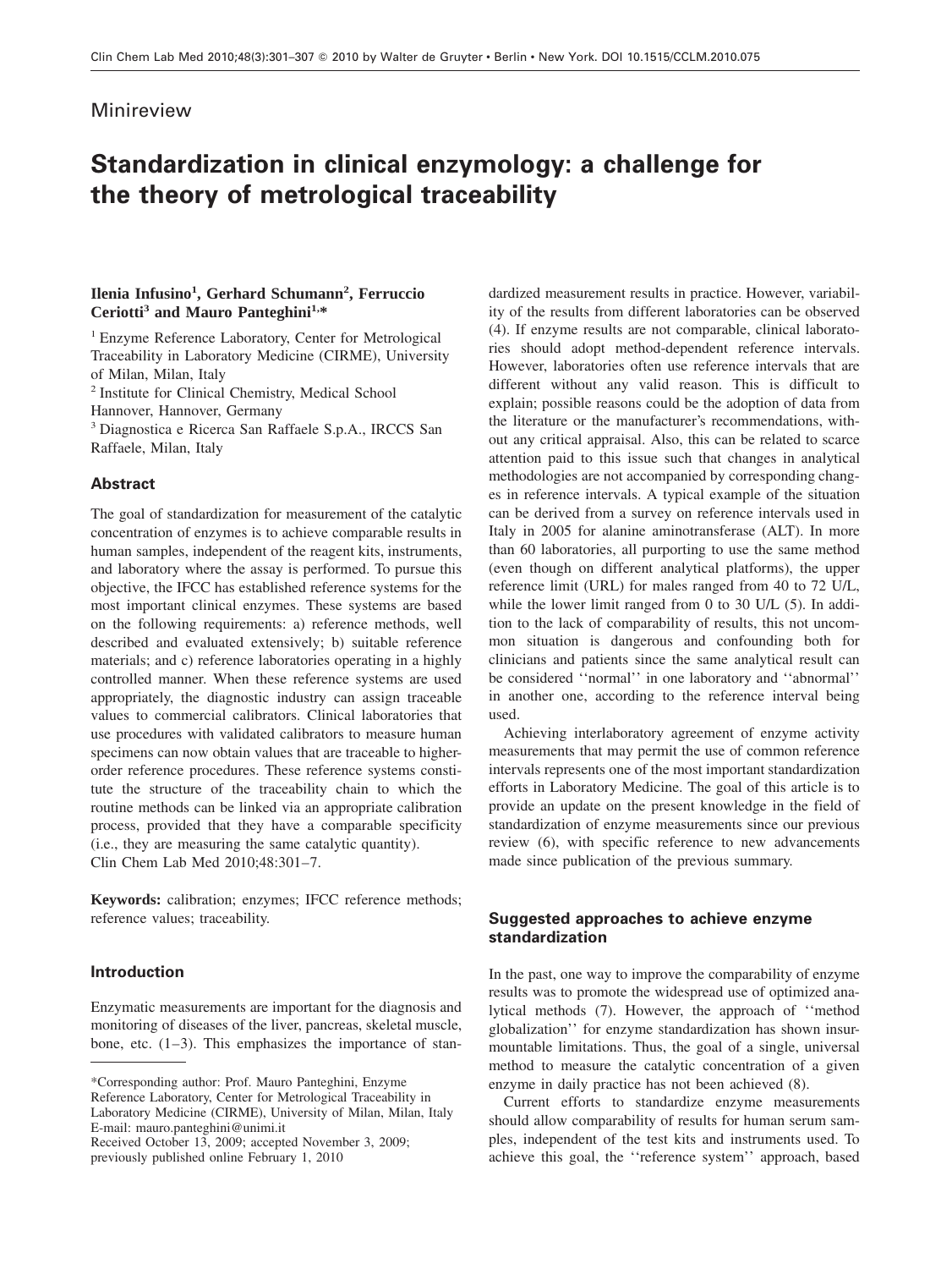Minireview

# Standardization in clinical enzymology: a challenge for the theory of metrological traceability

**Ilenia Infusino[1], Gerhard Schumann[2], Ferruccio Ceriotti[3] and Mauro Panteghini[1,*]**

[1] Enzyme Reference Laboratory, Center for Metrological Traceability in Laboratory Medicine (CIRME), University of Milan, Milan, Italy

[2] Institute for Clinical Chemistry, Medical School Hannover, Hannover, Germany

[3] Diagnostica e Ricerca San Raffaele S.p.A., IRCCS San Raffaele, Milan, Italy

## Abstract

The goal of standardization for measurement of the catalytic concentration of enzymes is to achieve comparable results in human samples, independent of the reagent kits, instruments, and laboratory where the assay is performed. To pursue this objective, the IFCC has established reference systems for the most important clinical enzymes. These systems are based on the following requirements: a) reference methods, well described and evaluated extensively; b) suitable reference materials; and c) reference laboratories operating in a highly controlled manner. When these reference systems are used appropriately, the diagnostic industry can assign traceable values to commercial calibrators. Clinical laboratories that use procedures with validated calibrators to measure human specimens can now obtain values that are traceable to higher-order reference procedures. These reference systems constitute the structure of the traceability chain to which the routine methods can be linked via an appropriate calibration process, provided that they have a comparable specificity (i.e., they are measuring the same catalytic quantity).
Clin Chem Lab Med 2010;48:301–7.

**Keywords:** calibration; enzymes; IFCC reference methods; reference values; traceability.

## Introduction

Enzymatic measurements are important for the diagnosis and monitoring of diseases of the liver, pancreas, skeletal muscle, bone, etc. (1–3). This emphasizes the importance of standardized measurement results in practice. However, variability of the results from different laboratories can be observed (4). If enzyme results are not comparable, clinical laboratories should adopt method-dependent reference intervals. However, laboratories often use reference intervals that are different without any valid reason. This is difficult to explain; possible reasons could be the adoption of data from the literature or the manufacturer's recommendations, without any critical appraisal. Also, this can be related to scarce attention paid to this issue such that changes in analytical methodologies are not accompanied by corresponding changes in reference intervals. A typical example of the situation can be derived from a survey on reference intervals used in Italy in 2005 for alanine aminotransferase (ALT). In more than 60 laboratories, all purporting to use the same method (even though on different analytical platforms), the upper reference limit (URL) for males ranged from 40 to 72 U/L, while the lower limit ranged from 0 to 30 U/L (5). In addition to the lack of comparability of results, this not uncommon situation is dangerous and confounding both for clinicians and patients since the same analytical result can be considered ''normal'' in one laboratory and ''abnormal'' in another one, according to the reference interval being used.

Achieving interlaboratory agreement of enzyme activity measurements that may permit the use of common reference intervals represents one of the most important standardization efforts in Laboratory Medicine. The goal of this article is to provide an update on the present knowledge in the field of standardization of enzyme measurements since our previous review (6), with specific reference to new advancements made since publication of the previous summary.

## Suggested approaches to achieve enzyme standardization

In the past, one way to improve the comparability of enzyme results was to promote the widespread use of optimized analytical methods (7). However, the approach of ''method globalization'' for enzyme standardization has shown insurmountable limitations. Thus, the goal of a single, universal method to measure the catalytic concentration of a given enzyme in daily practice has not been achieved (8).

Current efforts to standardize enzyme measurements should allow comparability of results for human serum samples, independent of the test kits and instruments used. To achieve this goal, the ''reference system'' approach, based

*Corresponding author: Prof. Mauro Panteghini, Enzyme Reference Laboratory, Center for Metrological Traceability in Laboratory Medicine (CIRME), University of Milan, Milan, Italy
E-mail: mauro.panteghini@unimi.it
Received October 13, 2009; accepted November 3, 2009; previously published online February 1, 2010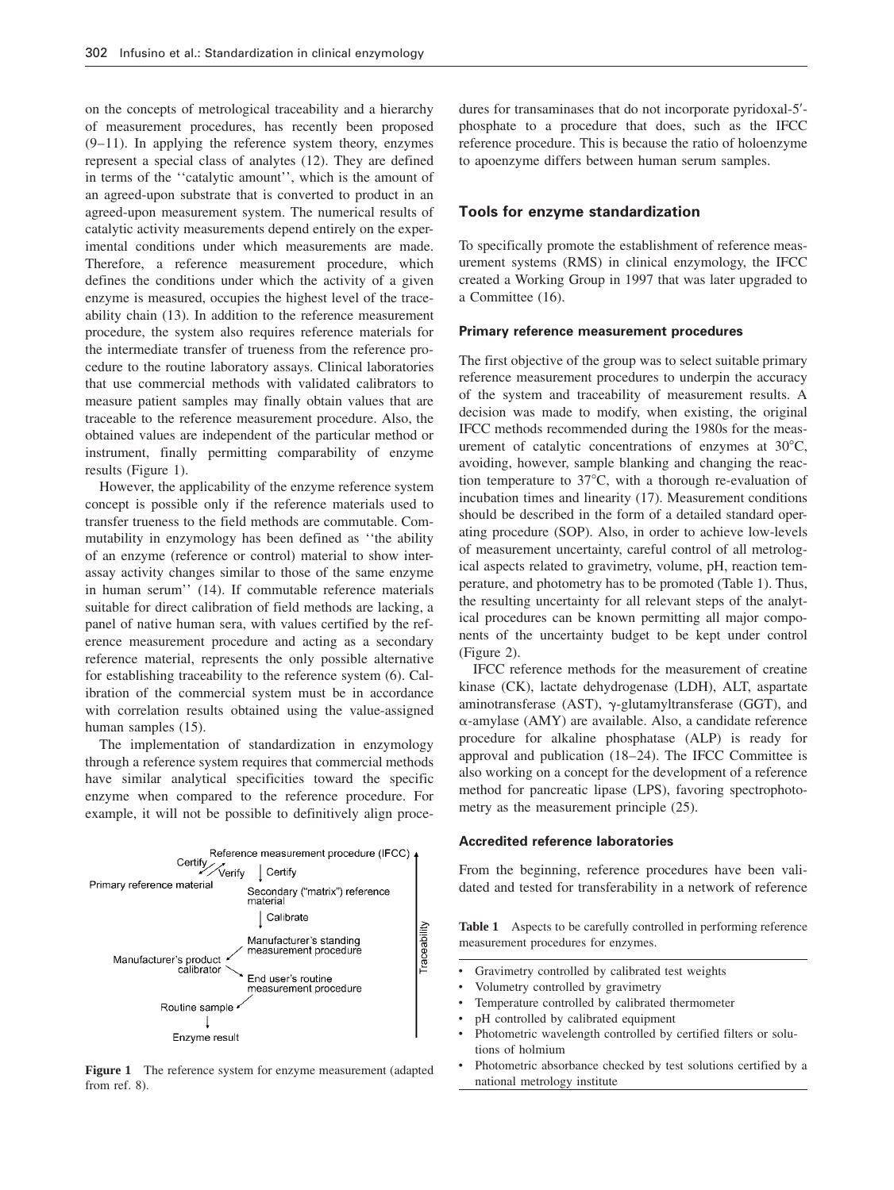on the concepts of metrological traceability and a hierarchy of measurement procedures, has recently been proposed (9–11). In applying the reference system theory, enzymes represent a special class of analytes (12). They are defined in terms of the ''catalytic amount'', which is the amount of an agreed-upon substrate that is converted to product in an agreed-upon measurement system. The numerical results of catalytic activity measurements depend entirely on the experimental conditions under which measurements are made. Therefore, a reference measurement procedure, which defines the conditions under which the activity of a given enzyme is measured, occupies the highest level of the traceability chain (13). In addition to the reference measurement procedure, the system also requires reference materials for the intermediate transfer of trueness from the reference procedure to the routine laboratory assays. Clinical laboratories that use commercial methods with validated calibrators to measure patient samples may finally obtain values that are traceable to the reference measurement procedure. Also, the obtained values are independent of the particular method or instrument, finally permitting comparability of enzyme results (Figure 1).

However, the applicability of the enzyme reference system concept is possible only if the reference materials used to transfer trueness to the field methods are commutable. Commutability in enzymology has been defined as ''the ability of an enzyme (reference or control) material to show interassay activity changes similar to those of the same enzyme in human serum'' (14). If commutable reference materials suitable for direct calibration of field methods are lacking, a panel of native human sera, with values certified by the reference measurement procedure and acting as a secondary reference material, represents the only possible alternative for establishing traceability to the reference system (6). Calibration of the commercial system must be in accordance with correlation results obtained using the value-assigned human samples (15).

The implementation of standardization in enzymology through a reference system requires that commercial methods have similar analytical specificities toward the specific enzyme when compared to the reference procedure. For example, it will not be possible to definitively align procedures for transaminases that do not incorporate pyridoxal-5′-phosphate to a procedure that does, such as the IFCC reference procedure. This is because the ratio of holoenzyme to apoenzyme differs between human serum samples.

Reference measurement procedure (IFCC)
Certify — Verify — Certify
Primary reference material
Secondary ("matrix") reference material
Calibrate
Manufacturer's standing measurement procedure
Manufacturer's product calibrator
End user's routine measurement procedure
Routine sample
Enzyme result
Traceability

**Figure 1** The reference system for enzyme measurement (adapted from ref. 8).

## Tools for enzyme standardization

To specifically promote the establishment of reference measurement systems (RMS) in clinical enzymology, the IFCC created a Working Group in 1997 that was later upgraded to a Committee (16).

### Primary reference measurement procedures

The first objective of the group was to select suitable primary reference measurement procedures to underpin the accuracy of the system and traceability of measurement results. A decision was made to modify, when existing, the original IFCC methods recommended during the 1980s for the measurement of catalytic concentrations of enzymes at 30°C, avoiding, however, sample blanking and changing the reaction temperature to 37°C, with a thorough re-evaluation of incubation times and linearity (17). Measurement conditions should be described in the form of a detailed standard operating procedure (SOP). Also, in order to achieve low-levels of measurement uncertainty, careful control of all metrological aspects related to gravimetry, volume, pH, reaction temperature, and photometry has to be promoted (Table 1). Thus, the resulting uncertainty for all relevant steps of the analytical procedures can be known permitting all major components of the uncertainty budget to be kept under control (Figure 2).

IFCC reference methods for the measurement of creatine kinase (CK), lactate dehydrogenase (LDH), ALT, aspartate aminotransferase (AST), γ-glutamyltransferase (GGT), and α-amylase (AMY) are available. Also, a candidate reference procedure for alkaline phosphatase (ALP) is ready for approval and publication (18–24). The IFCC Committee is also working on a concept for the development of a reference method for pancreatic lipase (LPS), favoring spectrophotometry as the measurement principle (25).

### Accredited reference laboratories

From the beginning, reference procedures have been validated and tested for transferability in a network of reference

**Table 1** Aspects to be carefully controlled in performing reference measurement procedures for enzymes.

- Gravimetry controlled by calibrated test weights
- Volumetry controlled by gravimetry
- Temperature controlled by calibrated thermometer
- pH controlled by calibrated equipment
- Photometric wavelength controlled by certified filters or solutions of holmium
- Photometric absorbance checked by test solutions certified by a national metrology institute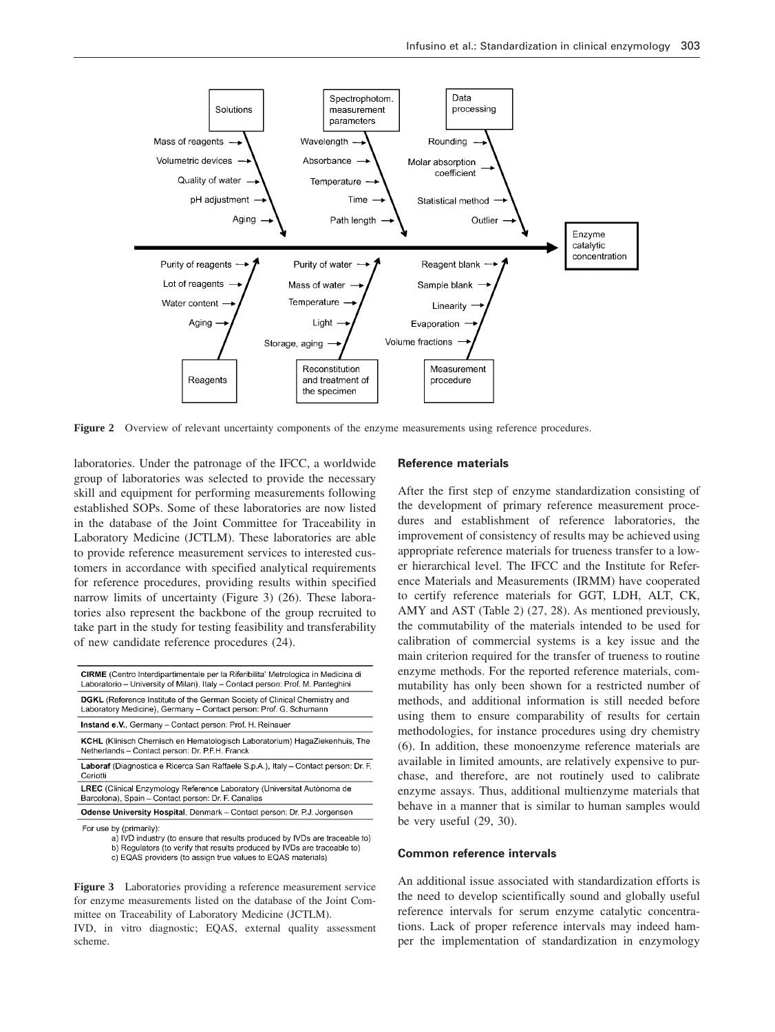**Figure 2** Overview of relevant uncertainty components of the enzyme measurements using reference procedures.

laboratories. Under the patronage of the IFCC, a worldwide group of laboratories was selected to provide the necessary skill and equipment for performing measurements following established SOPs. Some of these laboratories are now listed in the database of the Joint Committee for Traceability in Laboratory Medicine (JCTLM). These laboratories are able to provide reference measurement services to interested customers in accordance with specified analytical requirements for reference procedures, providing results within specified narrow limits of uncertainty (Figure 3) (26). These laboratories also represent the backbone of the group recruited to take part in the study for testing feasibility and transferability of new candidate reference procedures (24).

**CIRME** (Centro Interdipartimentale per la Riferibilita' Metrologica in Medicina di Laboratorio – University of Milan), Italy – Contact person: Prof. M. Panteghini

**DGKL** (Reference Institute of the German Society of Clinical Chemistry and Laboratory Medicine), Germany – Contact person: Prof. G. Schumann

**Instand e.V.**, Germany – Contact person: Prof. H. Reinauer

**KCHL** (Klinisch Chemisch en Hematologisch Laboratorium) HagaZiekenhuis, The Netherlands – Contact person: Dr. P.F.H. Franck

**Laboraf** (Diagnostica e Ricerca San Raffaele S.p.A.), Italy – Contact person: Dr. F. Ceriotti

**LREC** (Clinical Enzymology Reference Laboratory (Universitat Autònoma de Barcelona), Spain – Contact person: Dr. F. Canalias

**Odense University Hospital**, Denmark – Contact person: Dr. P.J. Jorgensen

For use by (primarily):

a) IVD industry (to ensure that results produced by IVDs are traceable to)
b) Regulators (to verify that results produced by IVDs are traceable to)
c) EQAS providers (to assign true values to EQAS materials)

**Figure 3** Laboratories providing a reference measurement service for enzyme measurements listed on the database of the Joint Committee on Traceability of Laboratory Medicine (JCTLM).
IVD, in vitro diagnostic; EQAS, external quality assessment scheme.

### Reference materials

After the first step of enzyme standardization consisting of the development of primary reference measurement procedures and establishment of reference laboratories, the improvement of consistency of results may be achieved using appropriate reference materials for trueness transfer to a lower hierarchical level. The IFCC and the Institute for Reference Materials and Measurements (IRMM) have cooperated to certify reference materials for GGT, LDH, ALT, CK, AMY and AST (Table 2) (27, 28). As mentioned previously, the commutability of the materials intended to be used for calibration of commercial systems is a key issue and the main criterion required for the transfer of trueness to routine enzyme methods. For the reported reference materials, commutability has only been shown for a restricted number of methods, and additional information is still needed before using them to ensure comparability of results for certain methodologies, for instance procedures using dry chemistry (6). In addition, these monoenzyme reference materials are available in limited amounts, are relatively expensive to purchase, and therefore, are not routinely used to calibrate enzyme assays. Thus, additional multienzyme materials that behave in a manner that is similar to human samples would be very useful (29, 30).

### Common reference intervals

An additional issue associated with standardization efforts is the need to develop scientifically sound and globally useful reference intervals for serum enzyme catalytic concentrations. Lack of proper reference intervals may indeed hamper the implementation of standardization in enzymology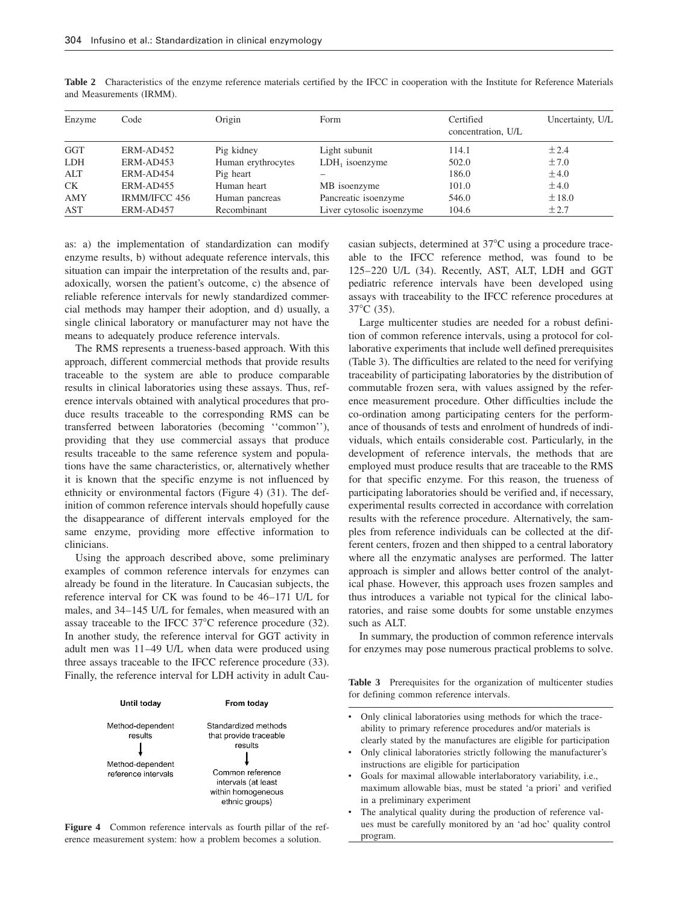**Table 2** Characteristics of the enzyme reference materials certified by the IFCC in cooperation with the Institute for Reference Materials and Measurements (IRMM).

| Enzyme | Code | Origin | Form | Certified concentration, U/L | Uncertainty, U/L |
|---|---|---|---|---|---|
| GGT | ERM-AD452 | Pig kidney | Light subunit | 114.1 | ±2.4 |
| LDH | ERM-AD453 | Human erythrocytes | $LDH_1$ isoenzyme | 502.0 | ±7.0 |
| ALT | ERM-AD454 | Pig heart | – | 186.0 | ±4.0 |
| CK | ERM-AD455 | Human heart | MB isoenzyme | 101.0 | ±4.0 |
| AMY | IRMM/IFCC 456 | Human pancreas | Pancreatic isoenzyme | 546.0 | ±18.0 |
| AST | ERM-AD457 | Recombinant | Liver cytosolic isoenzyme | 104.6 | ±2.7 |

as: a) the implementation of standardization can modify enzyme results, b) without adequate reference intervals, this situation can impair the interpretation of the results and, paradoxically, worsen the patient's outcome, c) the absence of reliable reference intervals for newly standardized commercial methods may hamper their adoption, and d) usually, a single clinical laboratory or manufacturer may not have the means to adequately produce reference intervals.

The RMS represents a trueness-based approach. With this approach, different commercial methods that provide results traceable to the system are able to produce comparable results in clinical laboratories using these assays. Thus, reference intervals obtained with analytical procedures that produce results traceable to the corresponding RMS can be transferred between laboratories (becoming ''common''), providing that they use commercial assays that produce results traceable to the same reference system and populations have the same characteristics, or, alternatively whether it is known that the specific enzyme is not influenced by ethnicity or environmental factors (Figure 4) (31). The definition of common reference intervals should hopefully cause the disappearance of different intervals employed for the same enzyme, providing more effective information to clinicians.

Using the approach described above, some preliminary examples of common reference intervals for enzymes can already be found in the literature. In Caucasian subjects, the reference interval for CK was found to be 46–171 U/L for males, and 34–145 U/L for females, when measured with an assay traceable to the IFCC 37°C reference procedure (32). In another study, the reference interval for GGT activity in adult men was 11–49 U/L when data were produced using three assays traceable to the IFCC reference procedure (33). Finally, the reference interval for LDH activity in adult Caucasian subjects, determined at 37°C using a procedure traceable to the IFCC reference method, was found to be 125–220 U/L (34). Recently, AST, ALT, LDH and GGT pediatric reference intervals have been developed using assays with traceability to the IFCC reference procedures at 37°C (35).

| Until today | From today |
|---|---|
| Method-dependent results | Standardized methods that provide traceable results |
| ↓ | ↓ |
| Method-dependent reference intervals | Common reference intervals (at least within homogeneous ethnic groups) |

**Figure 4** Common reference intervals as fourth pillar of the reference measurement system: how a problem becomes a solution.

Large multicenter studies are needed for a robust definition of common reference intervals, using a protocol for collaborative experiments that include well defined prerequisites (Table 3). The difficulties are related to the need for verifying traceability of participating laboratories by the distribution of commutable frozen sera, with values assigned by the reference measurement procedure. Other difficulties include the co-ordination among participating centers for the performance of thousands of tests and enrolment of hundreds of individuals, which entails considerable cost. Particularly, in the development of reference intervals, the methods that are employed must produce results that are traceable to the RMS for that specific enzyme. For this reason, the trueness of participating laboratories should be verified and, if necessary, experimental results corrected in accordance with correlation results with the reference procedure. Alternatively, the samples from reference individuals can be collected at the different centers, frozen and then shipped to a central laboratory where all the enzymatic analyses are performed. The latter approach is simpler and allows better control of the analytical phase. However, this approach uses frozen samples and thus introduces a variable not typical for the clinical laboratories, and raise some doubts for some unstable enzymes such as ALT.

In summary, the production of common reference intervals for enzymes may pose numerous practical problems to solve.

**Table 3** Prerequisites for the organization of multicenter studies for defining common reference intervals.

- Only clinical laboratories using methods for which the traceability to primary reference procedures and/or materials is clearly stated by the manufactures are eligible for participation
- Only clinical laboratories strictly following the manufacturer's instructions are eligible for participation
- Goals for maximal allowable interlaboratory variability, i.e., maximum allowable bias, must be stated 'a priori' and verified in a preliminary experiment
- The analytical quality during the production of reference values must be carefully monitored by an 'ad hoc' quality control program.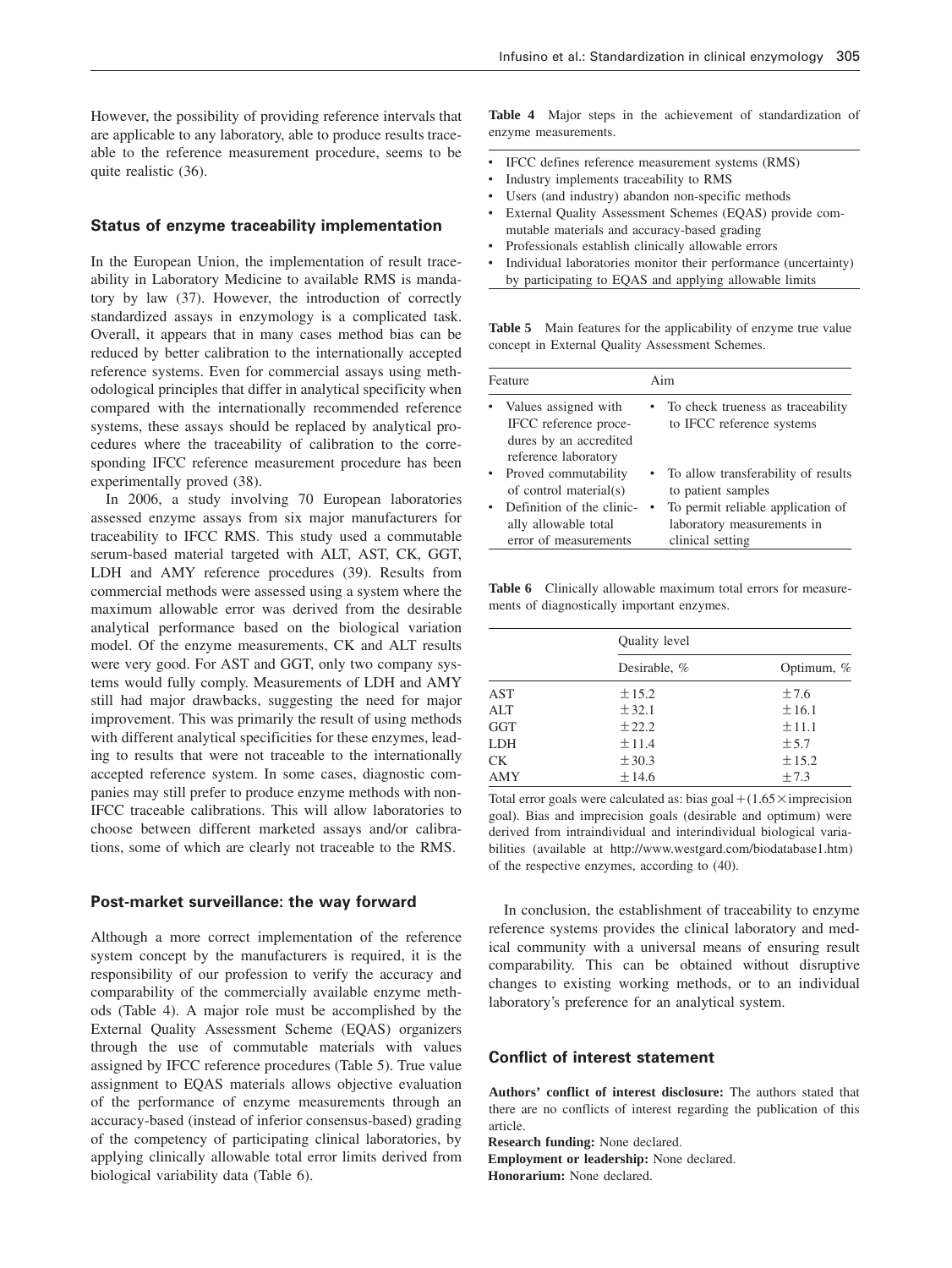However, the possibility of providing reference intervals that are applicable to any laboratory, able to produce results traceable to the reference measurement procedure, seems to be quite realistic (36).

## Status of enzyme traceability implementation

In the European Union, the implementation of result traceability in Laboratory Medicine to available RMS is mandatory by law (37). However, the introduction of correctly standardized assays in enzymology is a complicated task. Overall, it appears that in many cases method bias can be reduced by better calibration to the internationally accepted reference systems. Even for commercial assays using methodological principles that differ in analytical specificity when compared with the internationally recommended reference systems, these assays should be replaced by analytical procedures where the traceability of calibration to the corresponding IFCC reference measurement procedure has been experimentally proved (38).

In 2006, a study involving 70 European laboratories assessed enzyme assays from six major manufacturers for traceability to IFCC RMS. This study used a commutable serum-based material targeted with ALT, AST, CK, GGT, LDH and AMY reference procedures (39). Results from commercial methods were assessed using a system where the maximum allowable error was derived from the desirable analytical performance based on the biological variation model. Of the enzyme measurements, CK and ALT results were very good. For AST and GGT, only two company systems would fully comply. Measurements of LDH and AMY still had major drawbacks, suggesting the need for major improvement. This was primarily the result of using methods with different analytical specificities for these enzymes, leading to results that were not traceable to the internationally accepted reference system. In some cases, diagnostic companies may still prefer to produce enzyme methods with non-IFCC traceable calibrations. This will allow laboratories to choose between different marketed assays and/or calibrations, some of which are clearly not traceable to the RMS.

## Post-market surveillance: the way forward

Although a more correct implementation of the reference system concept by the manufacturers is required, it is the responsibility of our profession to verify the accuracy and comparability of the commercially available enzyme methods (Table 4). A major role must be accomplished by the External Quality Assessment Scheme (EQAS) organizers through the use of commutable materials with values assigned by IFCC reference procedures (Table 5). True value assignment to EQAS materials allows objective evaluation of the performance of enzyme measurements through an accuracy-based (instead of inferior consensus-based) grading of the competency of participating clinical laboratories, by applying clinically allowable total error limits derived from biological variability data (Table 6).

**Table 4** Major steps in the achievement of standardization of enzyme measurements.

- IFCC defines reference measurement systems (RMS)
- Industry implements traceability to RMS
- Users (and industry) abandon non-specific methods
- External Quality Assessment Schemes (EQAS) provide commutable materials and accuracy-based grading
- Professionals establish clinically allowable errors
- Individual laboratories monitor their performance (uncertainty) by participating to EQAS and applying allowable limits

**Table 5** Main features for the applicability of enzyme true value concept in External Quality Assessment Schemes.

| Feature | Aim |
|---|---|
| • Values assigned with IFCC reference procedures by an accredited reference laboratory | • To check trueness as traceability to IFCC reference systems |
| • Proved commutability of control material(s) | • To allow transferability of results to patient samples |
| • Definition of the clinically allowable total error of measurements | • To permit reliable application of laboratory measurements in clinical setting |

**Table 6** Clinically allowable maximum total errors for measurements of diagnostically important enzymes.

| | Quality level | |
|---|---|---|
| | Desirable, % | Optimum, % |
| AST | ±15.2 | ±7.6 |
| ALT | ±32.1 | ±16.1 |
| GGT | ±22.2 | ±11.1 |
| LDH | ±11.4 | ±5.7 |
| CK | ±30.3 | ±15.2 |
| AMY | ±14.6 | ±7.3 |

Total error goals were calculated as: bias goal+(1.65×imprecision goal). Bias and imprecision goals (desirable and optimum) were derived from intraindividual and interindividual biological variabilities (available at http://www.westgard.com/biodatabase1.htm) of the respective enzymes, according to (40).

In conclusion, the establishment of traceability to enzyme reference systems provides the clinical laboratory and medical community with a universal means of ensuring result comparability. This can be obtained without disruptive changes to existing working methods, or to an individual laboratory's preference for an analytical system.

## Conflict of interest statement

**Authors' conflict of interest disclosure:** The authors stated that there are no conflicts of interest regarding the publication of this article.

**Research funding:** None declared.

**Employment or leadership:** None declared.

**Honorarium:** None declared.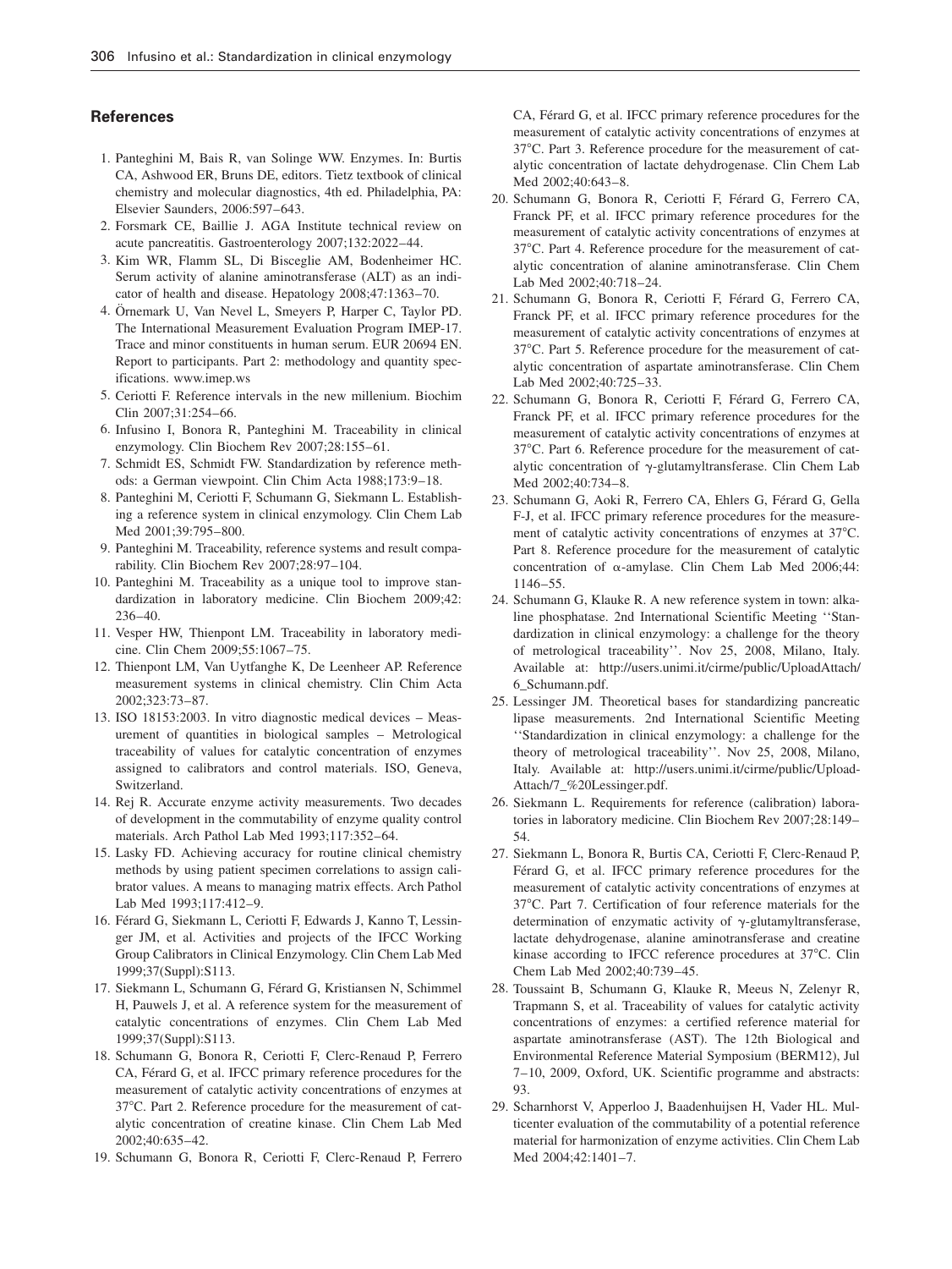## References

1. Panteghini M, Bais R, van Solinge WW. Enzymes. In: Burtis CA, Ashwood ER, Bruns DE, editors. Tietz textbook of clinical chemistry and molecular diagnostics, 4th ed. Philadelphia, PA: Elsevier Saunders, 2006:597–643.
2. Forsmark CE, Baillie J. AGA Institute technical review on acute pancreatitis. Gastroenterology 2007;132:2022–44.
3. Kim WR, Flamm SL, Di Bisceglie AM, Bodenheimer HC. Serum activity of alanine aminotransferase (ALT) as an indicator of health and disease. Hepatology 2008;47:1363–70.
4. Örnemark U, Van Nevel L, Smeyers P, Harper C, Taylor PD. The International Measurement Evaluation Program IMEP-17. Trace and minor constituents in human serum. EUR 20694 EN. Report to participants. Part 2: methodology and quantity specifications. www.imep.ws
5. Ceriotti F. Reference intervals in the new millenium. Biochim Clin 2007;31:254–66.
6. Infusino I, Bonora R, Panteghini M. Traceability in clinical enzymology. Clin Biochem Rev 2007;28:155–61.
7. Schmidt ES, Schmidt FW. Standardization by reference methods: a German viewpoint. Clin Chim Acta 1988;173:9–18.
8. Panteghini M, Ceriotti F, Schumann G, Siekmann L. Establishing a reference system in clinical enzymology. Clin Chem Lab Med 2001;39:795–800.
9. Panteghini M. Traceability, reference systems and result comparability. Clin Biochem Rev 2007;28:97–104.
10. Panteghini M. Traceability as a unique tool to improve standardization in laboratory medicine. Clin Biochem 2009;42: 236–40.
11. Vesper HW, Thienpont LM. Traceability in laboratory medicine. Clin Chem 2009;55:1067–75.
12. Thienpont LM, Van Uytfanghe K, De Leenheer AP. Reference measurement systems in clinical chemistry. Clin Chim Acta 2002;323:73–87.
13. ISO 18153:2003. In vitro diagnostic medical devices – Measurement of quantities in biological samples – Metrological traceability of values for catalytic concentration of enzymes assigned to calibrators and control materials. ISO, Geneva, Switzerland.
14. Rej R. Accurate enzyme activity measurements. Two decades of development in the commutability of enzyme quality control materials. Arch Pathol Lab Med 1993;117:352–64.
15. Lasky FD. Achieving accuracy for routine clinical chemistry methods by using patient specimen correlations to assign calibrator values. A means to managing matrix effects. Arch Pathol Lab Med 1993;117:412–9.
16. Férard G, Siekmann L, Ceriotti F, Edwards J, Kanno T, Lessinger JM, et al. Activities and projects of the IFCC Working Group Calibrators in Clinical Enzymology. Clin Chem Lab Med 1999;37(Suppl):S113.
17. Siekmann L, Schumann G, Férard G, Kristiansen N, Schimmel H, Pauwels J, et al. A reference system for the measurement of catalytic concentrations of enzymes. Clin Chem Lab Med 1999;37(Suppl):S113.
18. Schumann G, Bonora R, Ceriotti F, Clerc-Renaud P, Ferrero CA, Férard G, et al. IFCC primary reference procedures for the measurement of catalytic activity concentrations of enzymes at 37°C. Part 2. Reference procedure for the measurement of catalytic concentration of creatine kinase. Clin Chem Lab Med 2002;40:635–42.
19. Schumann G, Bonora R, Ceriotti F, Clerc-Renaud P, Ferrero CA, Férard G, et al. IFCC primary reference procedures for the measurement of catalytic activity concentrations of enzymes at 37°C. Part 3. Reference procedure for the measurement of catalytic concentration of lactate dehydrogenase. Clin Chem Lab Med 2002;40:643–8.
20. Schumann G, Bonora R, Ceriotti F, Férard G, Ferrero CA, Franck PF, et al. IFCC primary reference procedures for the measurement of catalytic activity concentrations of enzymes at 37°C. Part 4. Reference procedure for the measurement of catalytic concentration of alanine aminotransferase. Clin Chem Lab Med 2002;40:718–24.
21. Schumann G, Bonora R, Ceriotti F, Férard G, Ferrero CA, Franck PF, et al. IFCC primary reference procedures for the measurement of catalytic activity concentrations of enzymes at 37°C. Part 5. Reference procedure for the measurement of catalytic concentration of aspartate aminotransferase. Clin Chem Lab Med 2002;40:725–33.
22. Schumann G, Bonora R, Ceriotti F, Férard G, Ferrero CA, Franck PF, et al. IFCC primary reference procedures for the measurement of catalytic activity concentrations of enzymes at 37°C. Part 6. Reference procedure for the measurement of catalytic concentration of γ-glutamyltransferase. Clin Chem Lab Med 2002;40:734–8.
23. Schumann G, Aoki R, Ferrero CA, Ehlers G, Férard G, Gella F-J, et al. IFCC primary reference procedures for the measurement of catalytic activity concentrations of enzymes at 37°C. Part 8. Reference procedure for the measurement of catalytic concentration of α-amylase. Clin Chem Lab Med 2006;44: 1146–55.
24. Schumann G, Klauke R. A new reference system in town: alkaline phosphatase. 2nd International Scientific Meeting ''Standardization in clinical enzymology: a challenge for the theory of metrological traceability''. Nov 25, 2008, Milano, Italy. Available at: http://users.unimi.it/cirme/public/UploadAttach/6_Schumann.pdf.
25. Lessinger JM. Theoretical bases for standardizing pancreatic lipase measurements. 2nd International Scientific Meeting ''Standardization in clinical enzymology: a challenge for the theory of metrological traceability''. Nov 25, 2008, Milano, Italy. Available at: http://users.unimi.it/cirme/public/UploadAttach/7_%20Lessinger.pdf.
26. Siekmann L. Requirements for reference (calibration) laboratories in laboratory medicine. Clin Biochem Rev 2007;28:149–54.
27. Siekmann L, Bonora R, Burtis CA, Ceriotti F, Clerc-Renaud P, Férard G, et al. IFCC primary reference procedures for the measurement of catalytic activity concentrations of enzymes at 37°C. Part 7. Certification of four reference materials for the determination of enzymatic activity of γ-glutamyltransferase, lactate dehydrogenase, alanine aminotransferase and creatine kinase according to IFCC reference procedures at 37°C. Clin Chem Lab Med 2002;40:739–45.
28. Toussaint B, Schumann G, Klauke R, Meeus N, Zelenyr R, Trapmann S, et al. Traceability of values for catalytic activity concentrations of enzymes: a certified reference material for aspartate aminotransferase (AST). The 12th Biological and Environmental Reference Material Symposium (BERM12), Jul 7–10, 2009, Oxford, UK. Scientific programme and abstracts: 93.
29. Scharnhorst V, Apperloo J, Baadenhuijsen H, Vader HL. Multicenter evaluation of the commutability of a potential reference material for harmonization of enzyme activities. Clin Chem Lab Med 2004;42:1401–7.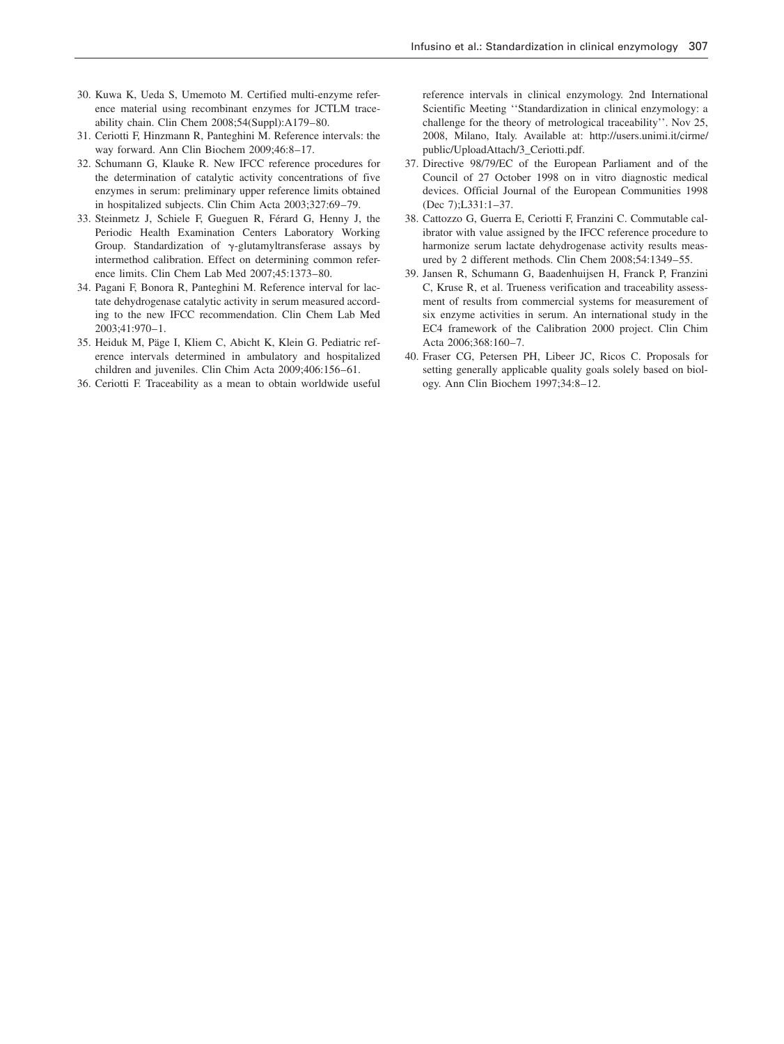30. Kuwa K, Ueda S, Umemoto M. Certified multi-enzyme reference material using recombinant enzymes for JCTLM traceability chain. Clin Chem 2008;54(Suppl):A179–80.
31. Ceriotti F, Hinzmann R, Panteghini M. Reference intervals: the way forward. Ann Clin Biochem 2009;46:8–17.
32. Schumann G, Klauke R. New IFCC reference procedures for the determination of catalytic activity concentrations of five enzymes in serum: preliminary upper reference limits obtained in hospitalized subjects. Clin Chim Acta 2003;327:69–79.
33. Steinmetz J, Schiele F, Gueguen R, Férard G, Henny J, the Periodic Health Examination Centers Laboratory Working Group. Standardization of γ-glutamyltransferase assays by intermethod calibration. Effect on determining common reference limits. Clin Chem Lab Med 2007;45:1373–80.
34. Pagani F, Bonora R, Panteghini M. Reference interval for lactate dehydrogenase catalytic activity in serum measured according to the new IFCC recommendation. Clin Chem Lab Med 2003;41:970–1.
35. Heiduk M, Päge I, Kliem C, Abicht K, Klein G. Pediatric reference intervals determined in ambulatory and hospitalized children and juveniles. Clin Chim Acta 2009;406:156–61.
36. Ceriotti F. Traceability as a mean to obtain worldwide useful reference intervals in clinical enzymology. 2nd International Scientific Meeting ''Standardization in clinical enzymology: a challenge for the theory of metrological traceability''. Nov 25, 2008, Milano, Italy. Available at: http://users.unimi.it/cirme/public/UploadAttach/3_Ceriotti.pdf.
37. Directive 98/79/EC of the European Parliament and of the Council of 27 October 1998 on in vitro diagnostic medical devices. Official Journal of the European Communities 1998 (Dec 7);L331:1–37.
38. Cattozzo G, Guerra E, Ceriotti F, Franzini C. Commutable calibrator with value assigned by the IFCC reference procedure to harmonize serum lactate dehydrogenase activity results measured by 2 different methods. Clin Chem 2008;54:1349–55.
39. Jansen R, Schumann G, Baadenhuijsen H, Franck P, Franzini C, Kruse R, et al. Trueness verification and traceability assessment of results from commercial systems for measurement of six enzyme activities in serum. An international study in the EC4 framework of the Calibration 2000 project. Clin Chim Acta 2006;368:160–7.
40. Fraser CG, Petersen PH, Libeer JC, Ricos C. Proposals for setting generally applicable quality goals solely based on biology. Ann Clin Biochem 1997;34:8–12.